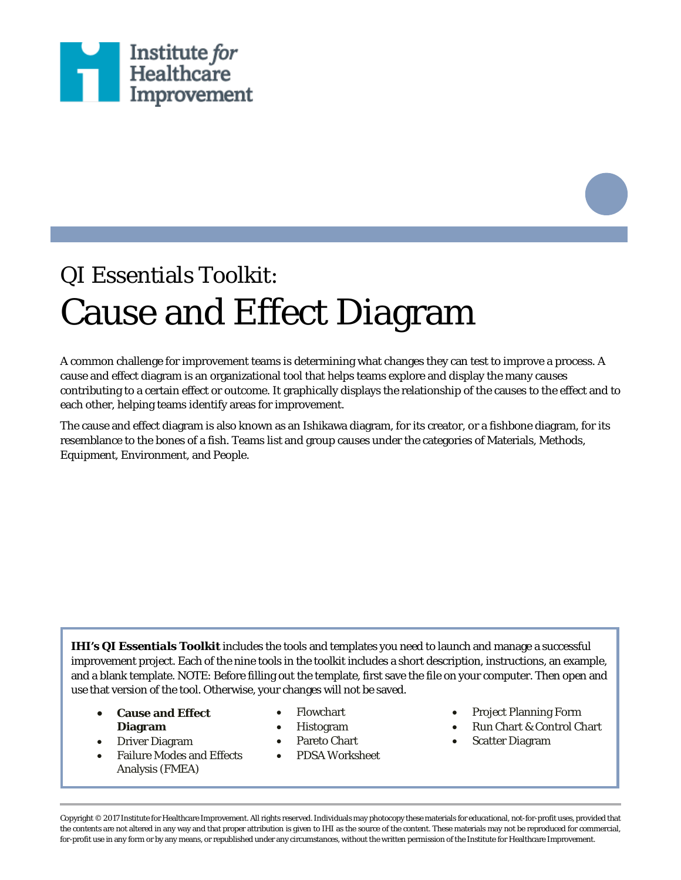Institute *for* Healthcare Improvement

QI Essentials Toolkit:

# Cause and Effect Diagram

A common challenge for improvement teams is determining what changes they can test to improve a process. A cause and effect diagram is an organizational tool that helps teams explore and display the many causes contributing to a certain effect or outcome. It graphically displays the relationship of the causes to the effect and to each other, helping teams identify areas for improvement.

The cause and effect diagram is also known as an Ishikawa diagram, for its creator, or a fishbone diagram, for its resemblance to the bones of a fish. Teams list and group causes under the categories of Materials, Methods, Equipment, Environment, and People.

**IHI's QI Essentials Toolkit** includes the tools and templates you need to launch and manage a successful improvement project. Each of the nine tools in the toolkit includes a short description, instructions, an example, and a blank template. NOTE: Before filling out the template, first save the file on your computer. Then open and use that version of the tool. Otherwise, your changes will not be saved.

- **Cause and Effect Diagram**
- Driver Diagram
- Failure Modes and Effects Analysis (FMEA)
- Flowchart
- Histogram
- Pareto Chart
- PDSA Worksheet
- Project Planning Form
- Run Chart & Control Chart
- Scatter Diagram

Copyright © 2017 Institute for Healthcare Improvement. All rights reserved. Individuals may photocopy these materials for educational, not-for-profit uses, provided that the contents are not altered in any way and that proper attribution is given to IHI as the source of the content. These materials may not be reproduced for commercial, for-profit use in any form or by any means, or republished under any circumstances, without the written permission of the Institute for Healthcare Improvement.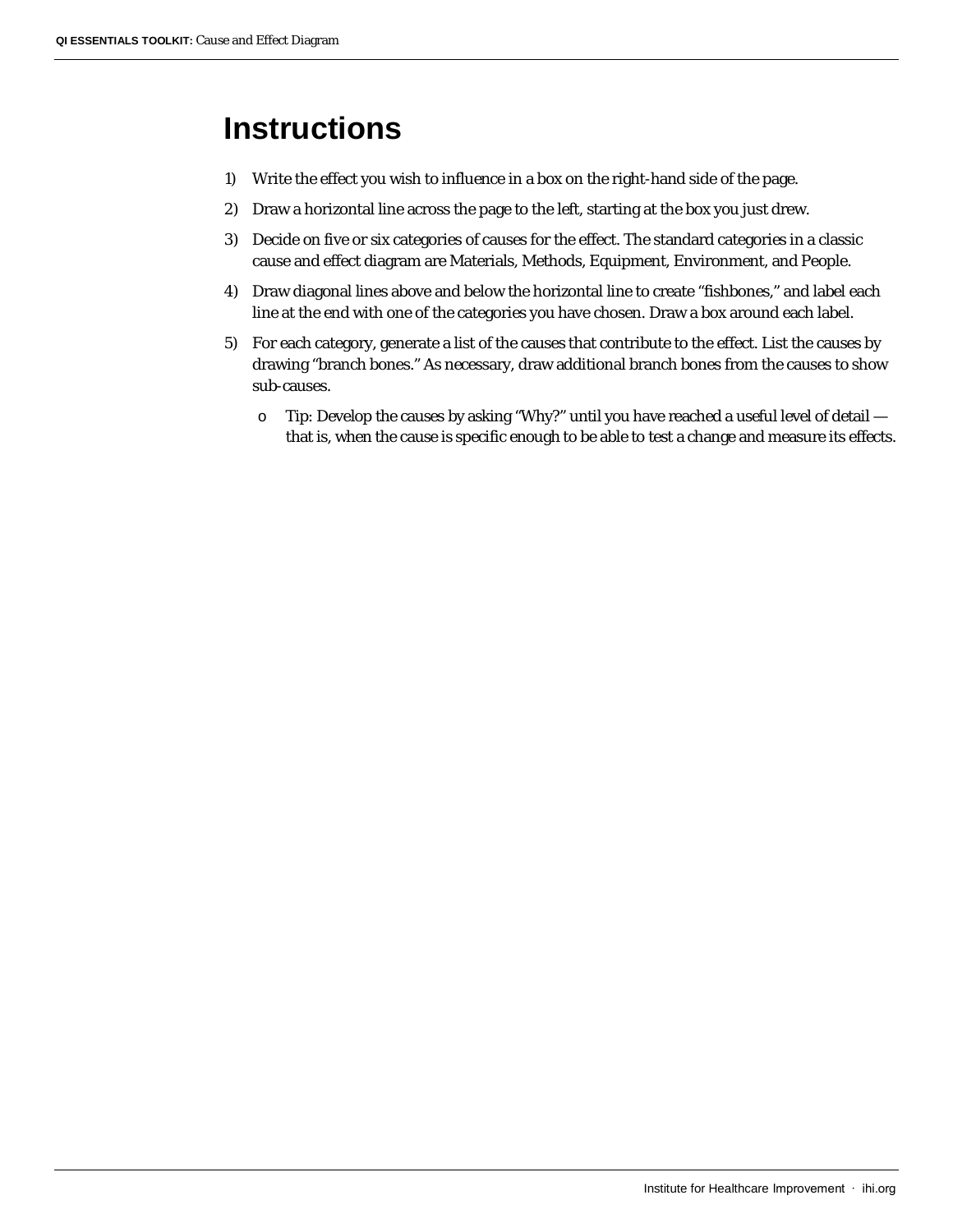# Instructions

1) Write the effect you wish to influence in a box on the right-hand side of the page.
2) Draw a horizontal line across the page to the left, starting at the box you just drew.
3) Decide on five or six categories of causes for the effect. The standard categories in a classic cause and effect diagram are Materials, Methods, Equipment, Environment, and People.
4) Draw diagonal lines above and below the horizontal line to create "fishbones," and label each line at the end with one of the categories you have chosen. Draw a box around each label.
5) For each category, generate a list of the causes that contribute to the effect. List the causes by drawing "branch bones." As necessary, draw additional branch bones from the causes to show sub-causes.
   - Tip: Develop the causes by asking "Why?" until you have reached a useful level of detail — that is, when the cause is specific enough to be able to test a change and measure its effects.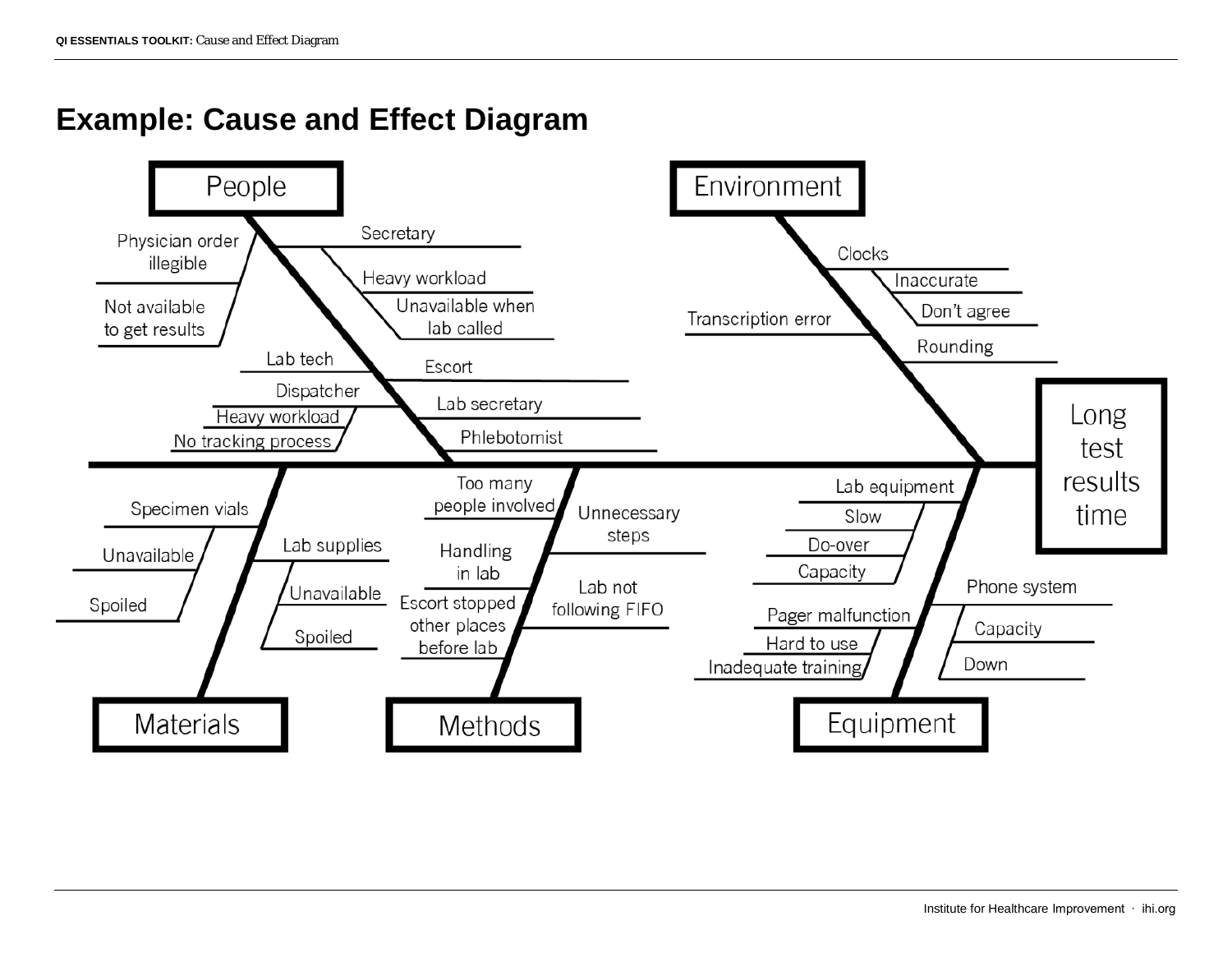## Example: Cause and Effect Diagram

**Effect:** Long test results time

**People**
- Physician order illegible
- Not available to get results
- Secretary
  - Heavy workload
  - Unavailable when lab called
- Lab tech
- Dispatcher
  - Heavy workload
  - No tracking process
- Escort
- Lab secretary
- Phlebotomist

**Environment**
- Clocks
  - Inaccurate
  - Don't agree
- Transcription error
- Rounding

**Materials**
- Specimen vials
  - Unavailable
  - Spoiled
- Lab supplies
  - Unavailable
  - Spoiled

**Methods**
- Too many people involved
- Unnecessary steps
- Handling in lab
- Lab not following FIFO
- Escort stopped other places before lab

**Equipment**
- Lab equipment
  - Slow
  - Do-over
  - Capacity
- Phone system
  - Capacity
  - Down
- Pager malfunction
  - Hard to use
  - Inadequate training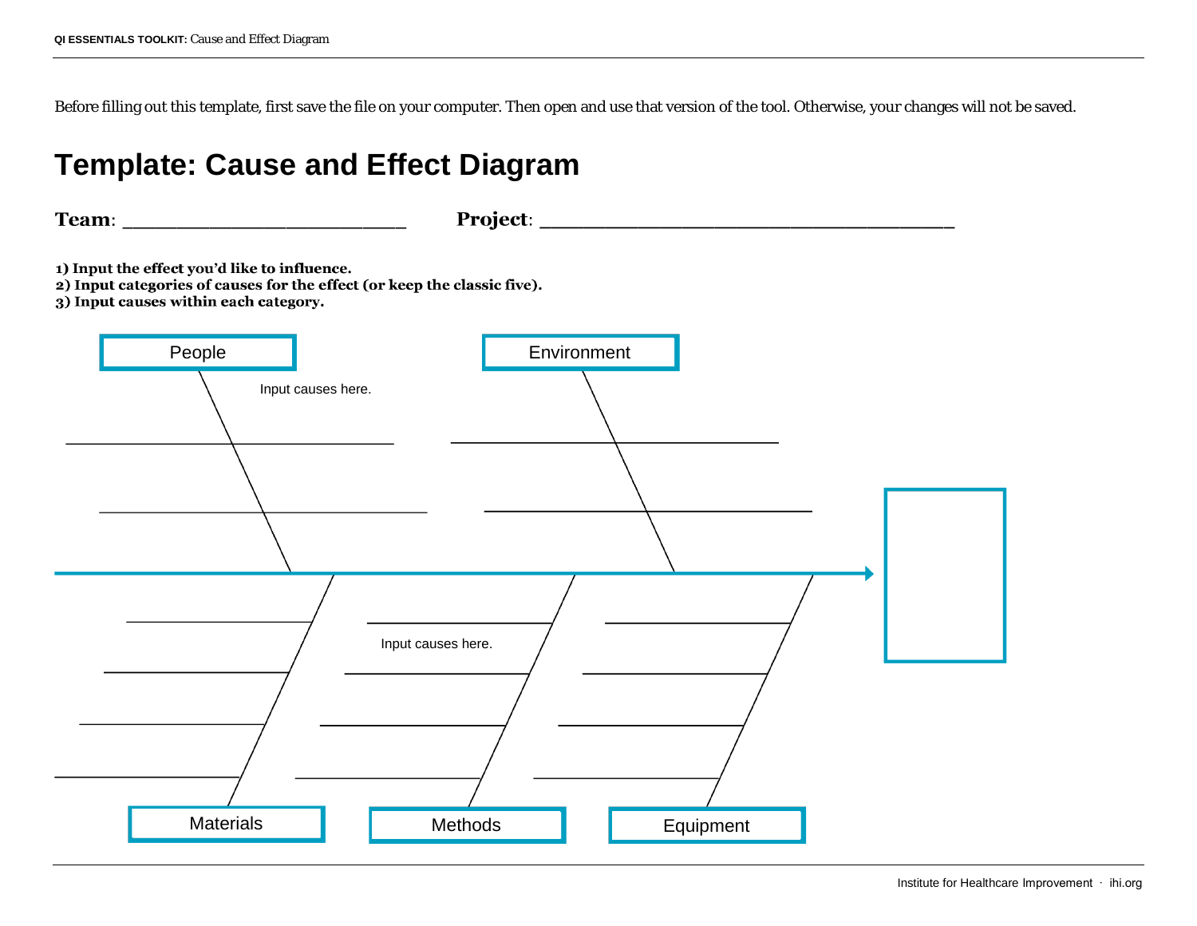Before filling out this template, first save the file on your computer. Then open and use that version of the tool. Otherwise, your changes will not be saved.

# Template: Cause and Effect Diagram

**Team**: ___________________________ **Project**: ________________________________________

**1) Input the effect you'd like to influence.**
**2) Input categories of causes for the effect (or keep the classic five).**
**3) Input causes within each category.**

People

Input causes here.

Environment

Materials

Input causes here.

Methods

Equipment